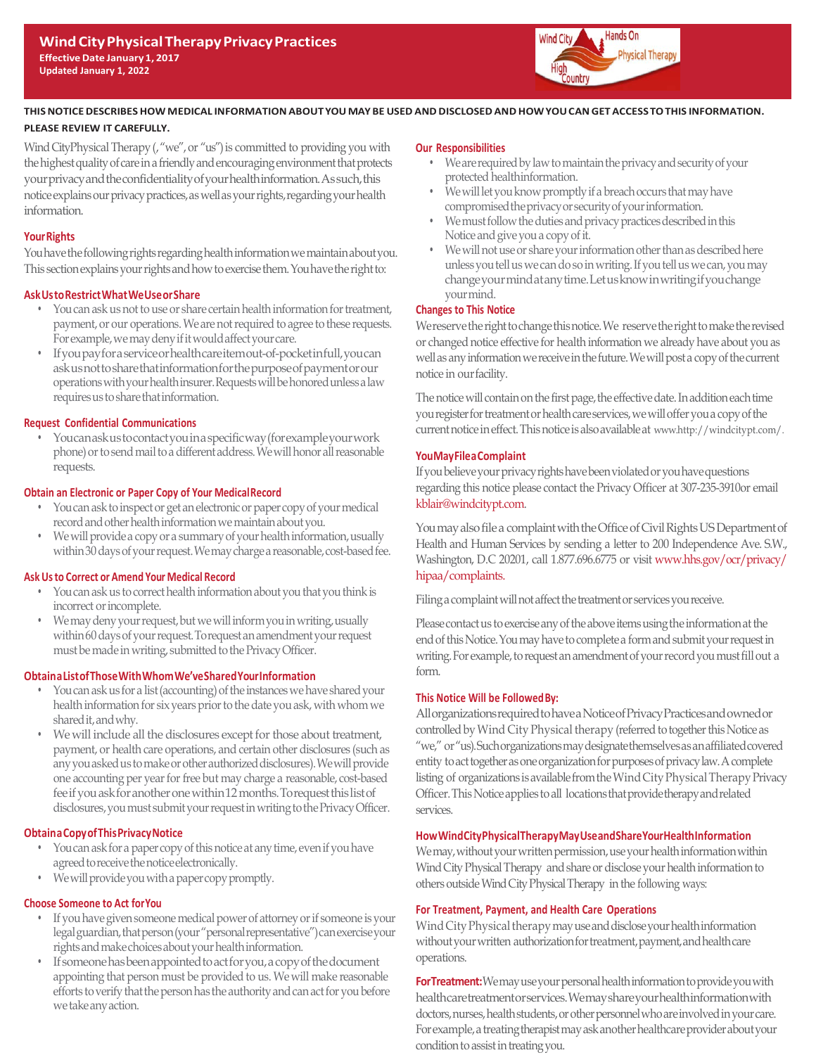# Wind City Physical Therapy Privacy Practices

**Effective Date January 1, 2017**
**Updated January 1, 2022**

**THIS NOTICE DESCRIBES HOW MEDICAL INFORMATION ABOUT YOU MAY BE USED AND DISCLOSED AND HOW YOU CAN GET ACCESS TO THIS INFORMATION. PLEASE REVIEW IT CAREFULLY.**

Wind CityPhysical Therapy (,"we", or "us") is committed to providing you with the highest quality of care in a friendly and encouraging environment that protects your privacy and the confidentiality of your health information. As such, this notice explains our privacy practices, as well as your rights, regarding your health information.

## Your Rights

You have the following rights regarding health information we maintain about you. This section explains your rights and how to exercise them. You have the right to:

### Ask Us to Restrict What We Use or Share

- You can ask us not to use or share certain health information for treatment, payment, or our operations. We are not required to agree to these requests. For example, we may deny if it would affect your care.
- If you pay for a service or health care item out-of-pocket in full, you can ask us not to share that information for the purpose of payment or our operations with your health insurer. Requests will be honored unless a law requires us to share that information.

### Request Confidential Communications

- You can ask us to contact you in a specific way (for example your work phone) or to send mail to a different address. We will honor all reasonable requests.

### Obtain an Electronic or Paper Copy of Your Medical Record

- You can ask to inspect or get an electronic or paper copy of your medical record and other health information we maintain about you.
- We will provide a copy or a summary of your health information, usually within 30 days of your request. We may charge a reasonable, cost-based fee.

### Ask Us to Correct or Amend Your Medical Record

- You can ask us to correct health information about you that you think is incorrect or incomplete.
- We may deny your request, but we will inform you in writing, usually within 60 days of your request. To request an amendment your request must be made in writing, submitted to the Privacy Officer.

### Obtain a List of Those With Whom We've Shared Your Information

- You can ask us for a list (accounting) of the instances we have shared your health information for six years prior to the date you ask, with whom we shared it, and why.
- We will include all the disclosures except for those about treatment, payment, or health care operations, and certain other disclosures (such as any you asked us to make or other authorized disclosures). We will provide one accounting per year for free but may charge a reasonable, cost-based fee if you ask for another one within 12 months. To request this list of disclosures, you must submit your request in writing to the Privacy Officer.

### Obtain a Copy of This Privacy Notice

- You can ask for a paper copy of this notice at any time, even if you have agreed to receive the notice electronically.
- We will provide you with a paper copy promptly.

### Choose Someone to Act for You

- If you have given someone medical power of attorney or if someone is your legal guardian, that person (your "personal representative") can exercise your rights and make choices about your health information.
- If someone has been appointed to act for you, a copy of the document appointing that person must be provided to us. We will make reasonable efforts to verify that the person has the authority and can act for you before we take any action.

## Our Responsibilities

- We are required by law to maintain the privacy and security of your protected health information.
- We will let you know promptly if a breach occurs that may have compromised the privacy or security of your information.
- We must follow the duties and privacy practices described in this Notice and give you a copy of it.
- We will not use or share your information other than as described here unless you tell us we can do so in writing. If you tell us we can, you may change your mind at any time. Let us know in writing if you change your mind.

## Changes to This Notice

We reserve the right to change this notice. We reserve the right to make the revised or changed notice effective for health information we already have about you as well as any information we receive in the future. We will post a copy of the current notice in our facility.

The notice will contain on the first page, the effective date. In addition each time you register for treatment or health care services, we will offer you a copy of the current notice in effect. This notice is also available at www.http://windcitypt.com/.

## You May File a Complaint

If you believe your privacy rights have been violated or you have questions regarding this notice please contact the Privacy Officer at 307-235-3910or email kblair@windcitypt.com.

You may also file a complaint with the Office of Civil Rights US Department of Health and Human Services by sending a letter to 200 Independence Ave. S.W., Washington, D.C 20201, call 1.877.696.6775 or visit www.hhs.gov/ocr/privacy/hipaa/complaints.

Filing a complaint will not affect the treatment or services you receive.

Please contact us to exercise any of the above items using the information at the end of this Notice. You may have to complete a form and submit your request in writing. For example, to request an amendment of your record you must fill out a form.

## This Notice Will be Followed By:

All organizations required to have a Notice of Privacy Practices and owned or controlled by Wind City Physical therapy (referred to together this Notice as "we," or "us). Such organizations may designate themselves as an affiliated covered entity to act together as one organization for purposes of privacy law. A complete listing of organizations is available from the Wind City Physical Therapy Privacy Officer. This Notice applies to all locations that provide therapy and related services.

## How Wind City Physical Therapy May Use and Share Your Health Information

We may, without your written permission, use your health information within Wind City Physical Therapy and share or disclose your health information to others outside Wind City Physical Therapy in the following ways:

### For Treatment, Payment, and Health Care Operations

Wind City Physical therapy may use and disclose your health information without your written authorization for treatment, payment, and health care operations.

**For Treatment:** We may use your personal health information to provide you with health care treatment or services. We may share your health information with doctors, nurses, health students, or other personnel who are involved in your care. For example, a treating therapist may ask another healthcare provider about your condition to assist in treating you.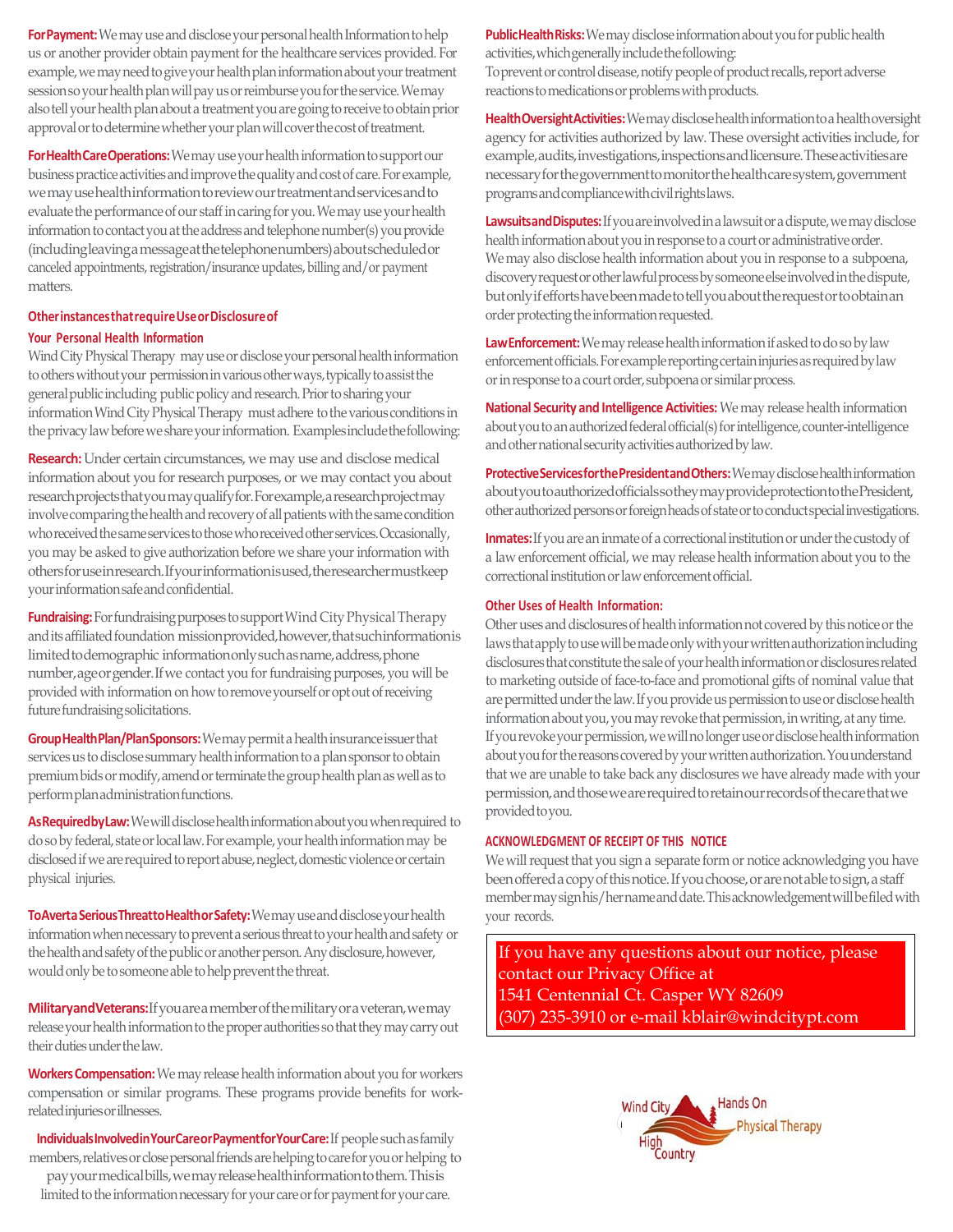**For Payment:** We may use and disclose your personal health Information to help us or another provider obtain payment for the healthcare services provided. For example, we may need to give your health plan information about your treatment session so your health plan will pay us or reimburse you for the service. We may also tell your health plan about a treatment you are going to receive to obtain prior approval or to determine whether your plan will cover the cost of treatment.

**For Health Care Operations:** We may use your health information to support our business practice activities and improve the quality and cost of care. For example, we may use health information to review our treatment and services and to evaluate the performance of our staff in caring for you. We may use your health information to contact you at the address and telephone number(s) you provide (including leaving a message at the telephone numbers) about scheduled or canceled appointments, registration/insurance updates, billing and/or payment matters.

### Other instances that require Use or Disclosure of Your Personal Health Information

Wind City Physical Therapy may use or disclose your personal health information to others without your permission in various other ways, typically to assist the general public including public policy and research. Prior to sharing your information Wind City Physical Therapy must adhere to the various conditions in the privacy law before we share your information. Examples include the following:

**Research:** Under certain circumstances, we may use and disclose medical information about you for research purposes, or we may contact you about research projects that you may qualify for. For example, a research project may involve comparing the health and recovery of all patients with the same condition who received the same services to those who received other services. Occasionally, you may be asked to give authorization before we share your information with others for use in research. If your information is used, the researcher must keep your information safe and confidential.

**Fundraising:** For fundraising purposes to support Wind City Physical Therapy and its affiliated foundation mission provided, however, that such information is limited to demographic information only such as name, address, phone number, age or gender. If we contact you for fundraising purposes, you will be provided with information on how to remove yourself or opt out of receiving future fundraising solicitations.

**Group Health Plan/Plan Sponsors:** We may permit a health insurance issuer that services us to disclose summary health information to a plan sponsor to obtain premium bids or modify, amend or terminate the group health plan as well as to perform plan administration functions.

**As Required by Law:** We will disclose health information about you when required to do so by federal, state or local law. For example, your health information may be disclosed if we are required to report abuse, neglect, domestic violence or certain physical injuries.

**To Avert a Serious Threat to Health or Safety:** We may use and disclose your health information when necessary to prevent a serious threat to your health and safety or the health and safety of the public or another person. Any disclosure, however, would only be to someone able to help prevent the threat.

**Military and Veterans:** If you are a member of the military or a veteran, we may release your health information to the proper authorities so that they may carry out their duties under the law.

**Workers Compensation:** We may release health information about you for workers compensation or similar programs. These programs provide benefits for work-related injuries or illnesses.

**Individuals Involved in Your Care or Payment for Your Care:** If people such as family members, relatives or close personal friends are helping to care for you or helping to pay your medical bills, we may release health information to them. This is limited to the information necessary for your care or for payment for your care.

**Public Health Risks:** We may disclose information about you for public health activities, which generally include the following:
To prevent or control disease, notify people of product recalls, report adverse reactions to medications or problems with products.

**Health Oversight Activities:** We may disclose health information to a health oversight agency for activities authorized by law. These oversight activities include, for example, audits, investigations, inspections and licensure. These activities are necessary for the government to monitor the health care system, government programs and compliance with civil rights laws.

**Lawsuits and Disputes:** If you are involved in a lawsuit or a dispute, we may disclose health information about you in response to a court or administrative order. We may also disclose health information about you in response to a subpoena, discovery request or other lawful process by someone else involved in the dispute, but only if efforts have been made to tell you about the request or to obtain an order protecting the information requested.

**Law Enforcement:** We may release health information if asked to do so by law enforcement officials. For example reporting certain injuries as required by law or in response to a court order, subpoena or similar process.

**National Security and Intelligence Activities:** We may release health information about you to an authorized federal official(s) for intelligence, counter-intelligence and other national security activities authorized by law.

**Protective Services for the President and Others:** We may disclose health information about you to authorized officials so they may provide protection to the President, other authorized persons or foreign heads of state or to conduct special investigations.

**Inmates:** If you are an inmate of a correctional institution or under the custody of a law enforcement official, we may release health information about you to the correctional institution or law enforcement official.

### Other Uses of Health Information:

Other uses and disclosures of health information not covered by this notice or the laws that apply to use will be made only with your written authorization including disclosures that constitute the sale of your health information or disclosures related to marketing outside of face-to-face and promotional gifts of nominal value that are permitted under the law. If you provide us permission to use or disclose health information about you, you may revoke that permission, in writing, at any time. If you revoke your permission, we will no longer use or disclose health information about you for the reasons covered by your written authorization. You understand that we are unable to take back any disclosures we have already made with your permission, and those we are required to retain our records of the care that we provided to you.

### ACKNOWLEDGMENT OF RECEIPT OF THIS NOTICE

We will request that you sign a separate form or notice acknowledging you have been offered a copy of this notice. If you choose, or are not able to sign, a staff member may sign his/her name and date. This acknowledgement will be filed with your records.

If you have any questions about our notice, please contact our Privacy Office at
1541 Centennial Ct. Casper WY 82609
(307) 235-3910 or e-mail kblair@windcitypt.com

Wind City High Country Hands On Physical Therapy